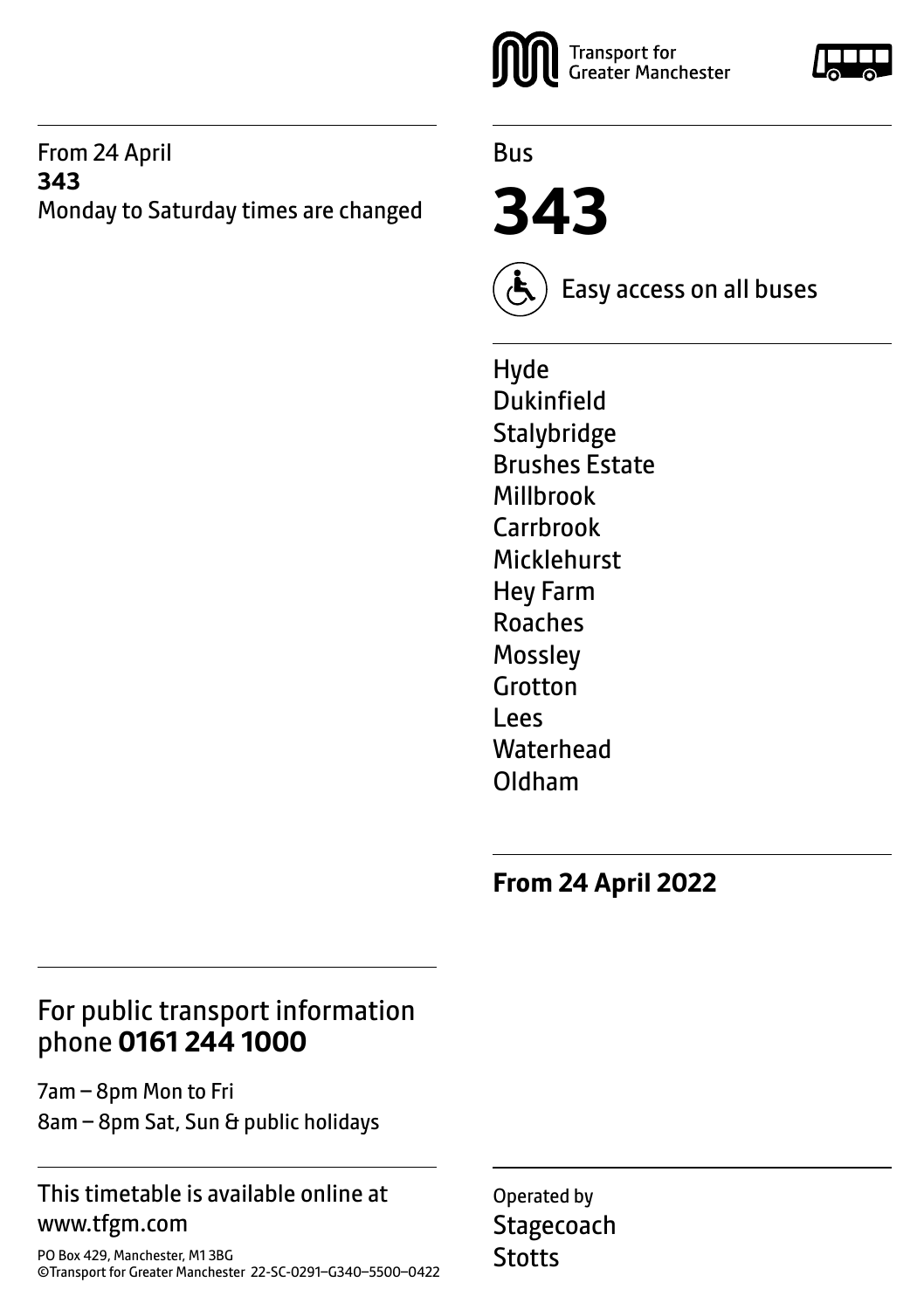From 24 April
**343**
Monday to Saturday times are changed

Transport for Greater Manchester

Bus

# 343

Easy access on all buses

Hyde
Dukinfield
Stalybridge
Brushes Estate
Millbrook
Carrbrook
Micklehurst
Hey Farm
Roaches
Mossley
Grotton
Lees
Waterhead
Oldham

**From 24 April 2022**

## For public transport information phone **0161 244 1000**

7am – 8pm Mon to Fri
8am – 8pm Sat, Sun & public holidays

This timetable is available online at www.tfgm.com

PO Box 429, Manchester, M1 3BG
©Transport for Greater Manchester 22-SC-0291–G340–5500–0422

Operated by
Stagecoach
Stotts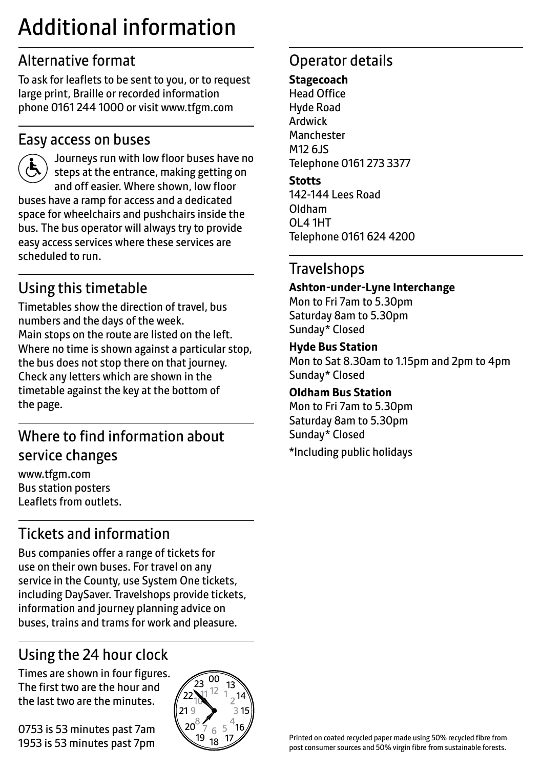# Additional information

## Alternative format

To ask for leaflets to be sent to you, or to request large print, Braille or recorded information phone 0161 244 1000 or visit www.tfgm.com

## Easy access on buses

Journeys run with low floor buses have no steps at the entrance, making getting on and off easier. Where shown, low floor buses have a ramp for access and a dedicated space for wheelchairs and pushchairs inside the bus. The bus operator will always try to provide easy access services where these services are scheduled to run.

## Using this timetable

Timetables show the direction of travel, bus numbers and the days of the week.
Main stops on the route are listed on the left. Where no time is shown against a particular stop, the bus does not stop there on that journey. Check any letters which are shown in the timetable against the key at the bottom of the page.

## Where to find information about service changes

www.tfgm.com
Bus station posters
Leaflets from outlets.

## Tickets and information

Bus companies offer a range of tickets for use on their own buses. For travel on any service in the County, use System One tickets, including DaySaver. Travelshops provide tickets, information and journey planning advice on buses, trains and trams for work and pleasure.

## Using the 24 hour clock

Times are shown in four figures. The first two are the hour and the last two are the minutes.

0753 is 53 minutes past 7am
1953 is 53 minutes past 7pm

## Operator details

**Stagecoach**
Head Office
Hyde Road
Ardwick
Manchester
M12 6JS
Telephone 0161 273 3377

**Stotts**
142-144 Lees Road
Oldham
OL4 1HT
Telephone 0161 624 4200

## Travelshops

**Ashton-under-Lyne Interchange**
Mon to Fri 7am to 5.30pm
Saturday 8am to 5.30pm
Sunday* Closed

**Hyde Bus Station**
Mon to Sat 8.30am to 1.15pm and 2pm to 4pm
Sunday* Closed

**Oldham Bus Station**
Mon to Fri 7am to 5.30pm
Saturday 8am to 5.30pm
Sunday* Closed

*Including public holidays

Printed on coated recycled paper made using 50% recycled fibre from post consumer sources and 50% virgin fibre from sustainable forests.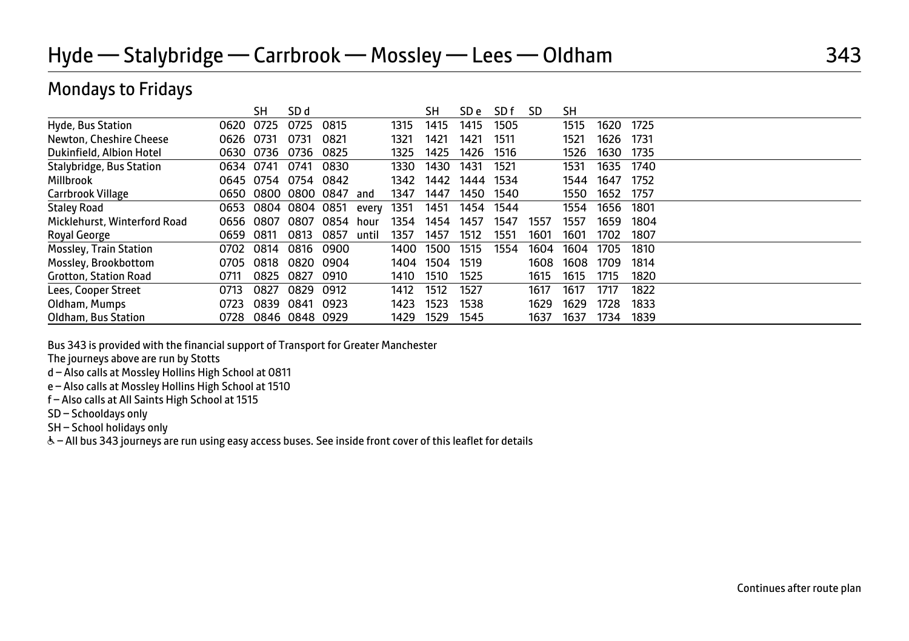# Hyde — Stalybridge — Carrbrook — Mossley — Lees — Oldham 343

## Mondays to Fridays

| | | SH | SD d | | | | SH | SD e | SD f | SD | SH | | |
|---|---|---|---|---|---|---|---|---|---|---|---|---|---|
| Hyde, Bus Station | 0620 | 0725 | 0725 | 0815 | | 1315 | 1415 | 1415 | 1505 | | 1515 | 1620 | 1725 |
| Newton, Cheshire Cheese | 0626 | 0731 | 0731 | 0821 | | 1321 | 1421 | 1421 | 1511 | | 1521 | 1626 | 1731 |
| Dukinfield, Albion Hotel | 0630 | 0736 | 0736 | 0825 | | 1325 | 1425 | 1426 | 1516 | | 1526 | 1630 | 1735 |
| Stalybridge, Bus Station | 0634 | 0741 | 0741 | 0830 | | 1330 | 1430 | 1431 | 1521 | | 1531 | 1635 | 1740 |
| Millbrook | 0645 | 0754 | 0754 | 0842 | | 1342 | 1442 | 1444 | 1534 | | 1544 | 1647 | 1752 |
| Carrbrook Village | 0650 | 0800 | 0800 | 0847 | and | 1347 | 1447 | 1450 | 1540 | | 1550 | 1652 | 1757 |
| Staley Road | 0653 | 0804 | 0804 | 0851 | every | 1351 | 1451 | 1454 | 1544 | | 1554 | 1656 | 1801 |
| Micklehurst, Winterford Road | 0656 | 0807 | 0807 | 0854 | hour | 1354 | 1454 | 1457 | 1547 | 1557 | 1557 | 1659 | 1804 |
| Royal George | 0659 | 0811 | 0813 | 0857 | until | 1357 | 1457 | 1512 | 1551 | 1601 | 1601 | 1702 | 1807 |
| Mossley, Train Station | 0702 | 0814 | 0816 | 0900 | | 1400 | 1500 | 1515 | 1554 | 1604 | 1604 | 1705 | 1810 |
| Mossley, Brookbottom | 0705 | 0818 | 0820 | 0904 | | 1404 | 1504 | 1519 | | 1608 | 1608 | 1709 | 1814 |
| Grotton, Station Road | 0711 | 0825 | 0827 | 0910 | | 1410 | 1510 | 1525 | | 1615 | 1615 | 1715 | 1820 |
| Lees, Cooper Street | 0713 | 0827 | 0829 | 0912 | | 1412 | 1512 | 1527 | | 1617 | 1617 | 1717 | 1822 |
| Oldham, Mumps | 0723 | 0839 | 0841 | 0923 | | 1423 | 1523 | 1538 | | 1629 | 1629 | 1728 | 1833 |
| Oldham, Bus Station | 0728 | 0846 | 0848 | 0929 | | 1429 | 1529 | 1545 | | 1637 | 1637 | 1734 | 1839 |

Bus 343 is provided with the financial support of Transport for Greater Manchester

The journeys above are run by Stotts

d – Also calls at Mossley Hollins High School at 0811

e – Also calls at Mossley Hollins High School at 1510

f – Also calls at All Saints High School at 1515

SD – Schooldays only

SH – School holidays only

♿ – All bus 343 journeys are run using easy access buses. See inside front cover of this leaflet for details

Continues after route plan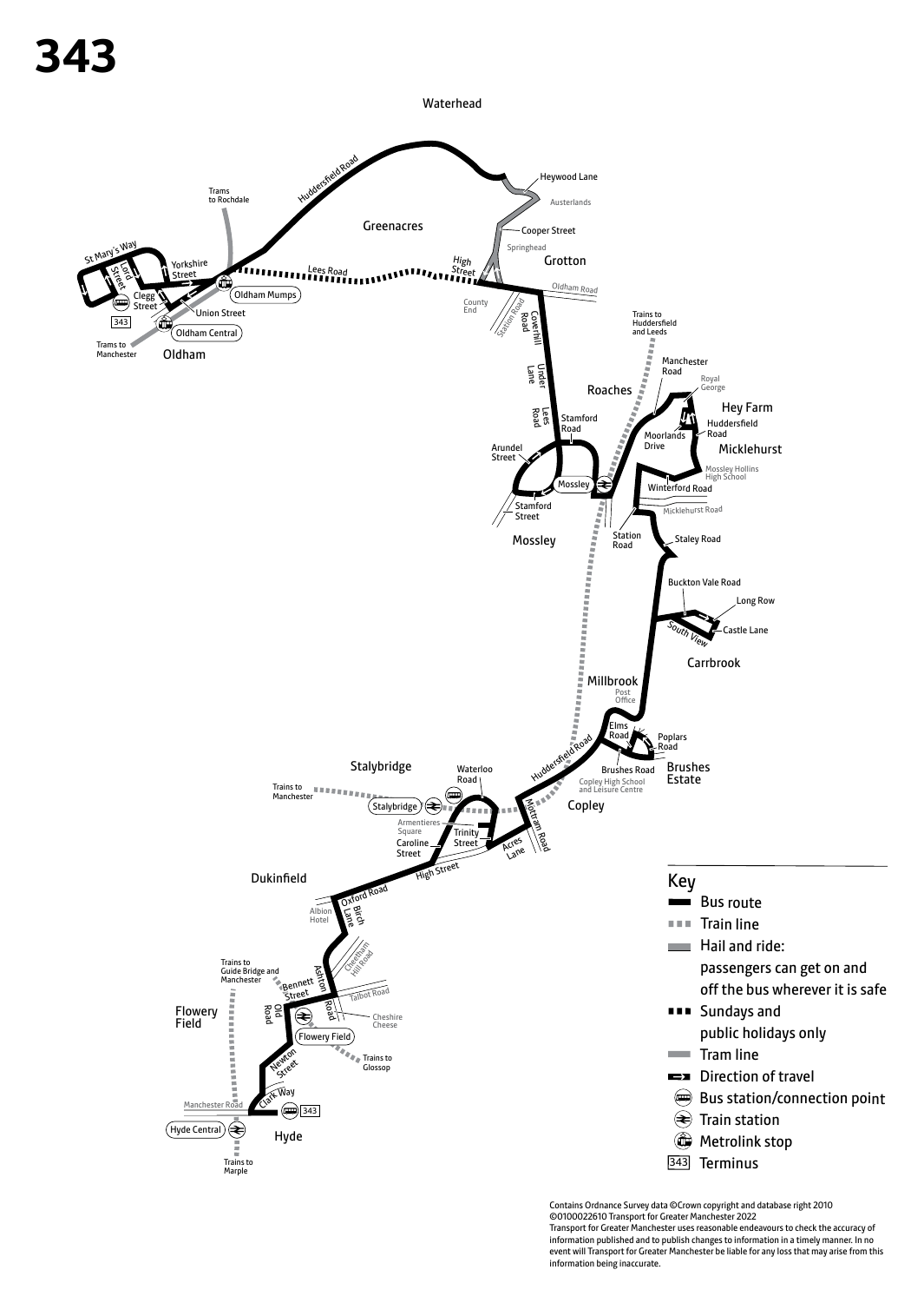# 343

Waterhead

Huddersfield Road

Trams to Rochdale

Greenacres

Heywood Lane

Austerlands

Cooper Street

Springhead

Grotton

High Street

Lees Road

St Mary's Way

Lord Street

Yorkshire Street

Oldham Mumps

Clegg Street

Union Street

Oldham Central

Trams to Manchester

Oldham

Oldham Road

County End

Station Road

Coverhill Road

Under Lane

Lees Road

Stamford Road

Roaches

Trains to Huddersfield and Leeds

Manchester Road

Royal George

Hey Farm

Huddersfield Road

Moorlands Drive

Micklehurst

Mossley Hollins High School

Arundel Street

Mossley

Stamford Street

Winterford Road

Micklehurst Road

Station Road

Staley Road

Buckton Vale Road

Long Row

South View

Castle Lane

Carrbrook

Millbrook

Post Office

Elms Road

Poplars Road

Brushes Road

Brushes Estate

Copley High School and Leisure Centre

Huddersfield Road

Copley

Stalybridge

Trains to Manchester

Waterloo Road

Stalybridge

Armentieres Square

Trinity Street

Caroline Street

Mottram Road

Acres Lane

High Street

Dukinfield

Oxford Road

Albion Hotel

Birch Lane

Cheetham Hill Road

Trains to Guide Bridge and Manchester

Bennett Street

Ashton Road

Talbot Road

Flowery Field

Old Road

Cheshire Cheese

Flowery Field

Trains to Glossop

Newton Street

Clark Way

Manchester Road

Hyde Central

Hyde

Trains to Marple

## Key

- Bus route
- Train line
- Hail and ride: passengers can get on and off the bus wherever it is safe
- Sundays and public holidays only
- Tram line
- Direction of travel
- Bus station/connection point
- Train station
- Metrolink stop
- 343 Terminus

Contains Ordnance Survey data ©Crown copyright and database right 2010
©0100022610 Transport for Greater Manchester 2022
Transport for Greater Manchester uses reasonable endeavours to check the accuracy of information published and to publish changes to information in a timely manner. In no event will Transport for Greater Manchester be liable for any loss that may arise from this information being inaccurate.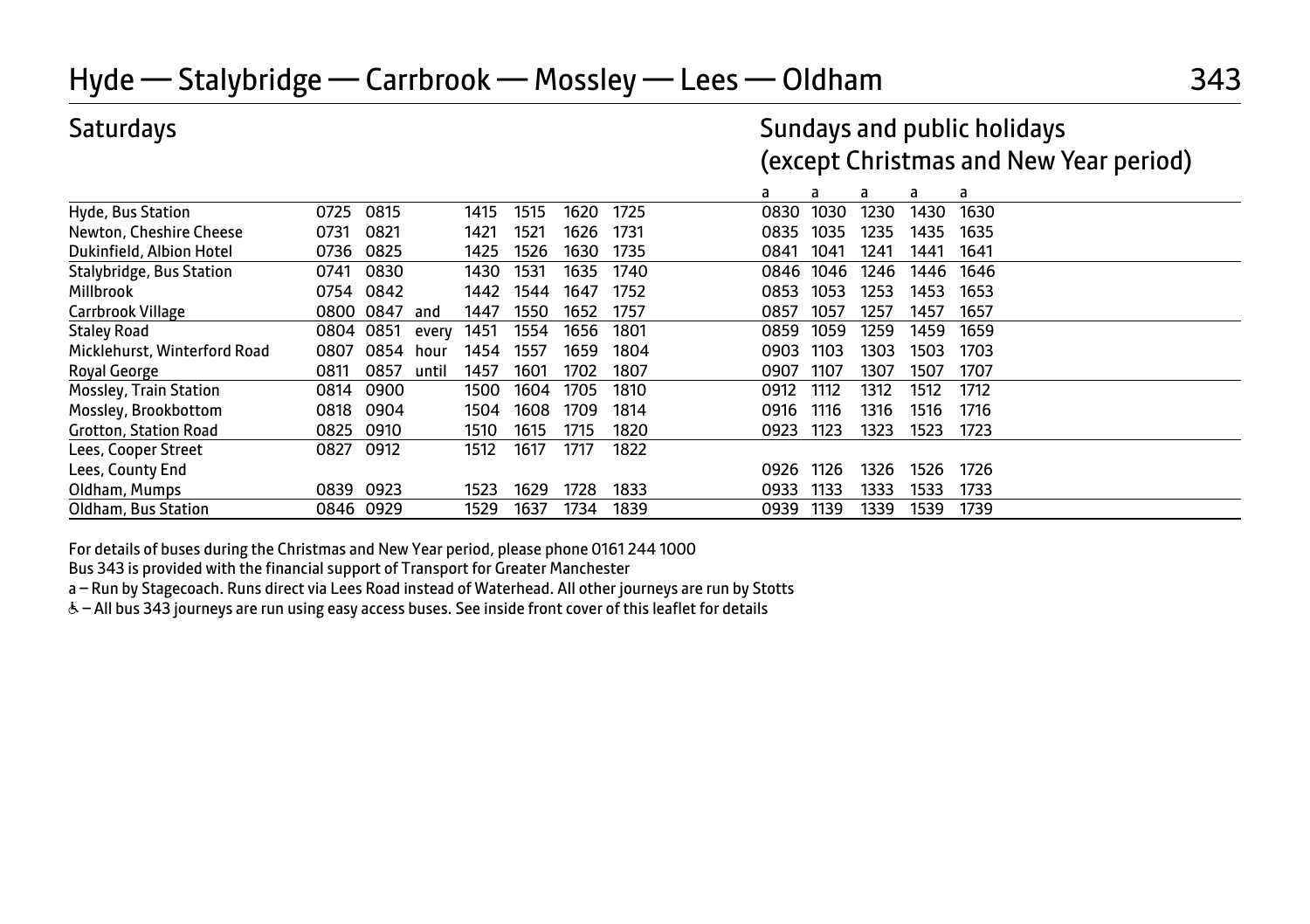# Hyde — Stalybridge — Carrbrook — Mossley — Lees — Oldham

## 343

## Saturdays

| | | | | | | | |
|---|---|---|---|---|---|---|---|
| Hyde, Bus Station | 0725 | 0815 | | 1415 | 1515 | 1620 | 1725 |
| Newton, Cheshire Cheese | 0731 | 0821 | | 1421 | 1521 | 1626 | 1731 |
| Dukinfield, Albion Hotel | 0736 | 0825 | | 1425 | 1526 | 1630 | 1735 |
| Stalybridge, Bus Station | 0741 | 0830 | | 1430 | 1531 | 1635 | 1740 |
| Millbrook | 0754 | 0842 | | 1442 | 1544 | 1647 | 1752 |
| Carrbrook Village | 0800 | 0847 | and | 1447 | 1550 | 1652 | 1757 |
| Staley Road | 0804 | 0851 | every | 1451 | 1554 | 1656 | 1801 |
| Micklehurst, Winterford Road | 0807 | 0854 | hour | 1454 | 1557 | 1659 | 1804 |
| Royal George | 0811 | 0857 | until | 1457 | 1601 | 1702 | 1807 |
| Mossley, Train Station | 0814 | 0900 | | 1500 | 1604 | 1705 | 1810 |
| Mossley, Brookbottom | 0818 | 0904 | | 1504 | 1608 | 1709 | 1814 |
| Grotton, Station Road | 0825 | 0910 | | 1510 | 1615 | 1715 | 1820 |
| Lees, Cooper Street | 0827 | 0912 | | 1512 | 1617 | 1717 | 1822 |
| Lees, County End | | | | | | | |
| Oldham, Mumps | 0839 | 0923 | | 1523 | 1629 | 1728 | 1833 |
| Oldham, Bus Station | 0846 | 0929 | | 1529 | 1637 | 1734 | 1839 |

## Sundays and public holidays (except Christmas and New Year period)

| | a | a | a | a | a |
|---|---|---|---|---|---|
| Hyde, Bus Station | 0830 | 1030 | 1230 | 1430 | 1630 |
| Newton, Cheshire Cheese | 0835 | 1035 | 1235 | 1435 | 1635 |
| Dukinfield, Albion Hotel | 0841 | 1041 | 1241 | 1441 | 1641 |
| Stalybridge, Bus Station | 0846 | 1046 | 1246 | 1446 | 1646 |
| Millbrook | 0853 | 1053 | 1253 | 1453 | 1653 |
| Carrbrook Village | 0857 | 1057 | 1257 | 1457 | 1657 |
| Staley Road | 0859 | 1059 | 1259 | 1459 | 1659 |
| Micklehurst, Winterford Road | 0903 | 1103 | 1303 | 1503 | 1703 |
| Royal George | 0907 | 1107 | 1307 | 1507 | 1707 |
| Mossley, Train Station | 0912 | 1112 | 1312 | 1512 | 1712 |
| Mossley, Brookbottom | 0916 | 1116 | 1316 | 1516 | 1716 |
| Grotton, Station Road | 0923 | 1123 | 1323 | 1523 | 1723 |
| Lees, Cooper Street | | | | | |
| Lees, County End | 0926 | 1126 | 1326 | 1526 | 1726 |
| Oldham, Mumps | 0933 | 1133 | 1333 | 1533 | 1733 |
| Oldham, Bus Station | 0939 | 1139 | 1339 | 1539 | 1739 |

For details of buses during the Christmas and New Year period, please phone 0161 244 1000

Bus 343 is provided with the financial support of Transport for Greater Manchester

a – Run by Stagecoach. Runs direct via Lees Road instead of Waterhead. All other journeys are run by Stotts

♿ – All bus 343 journeys are run using easy access buses. See inside front cover of this leaflet for details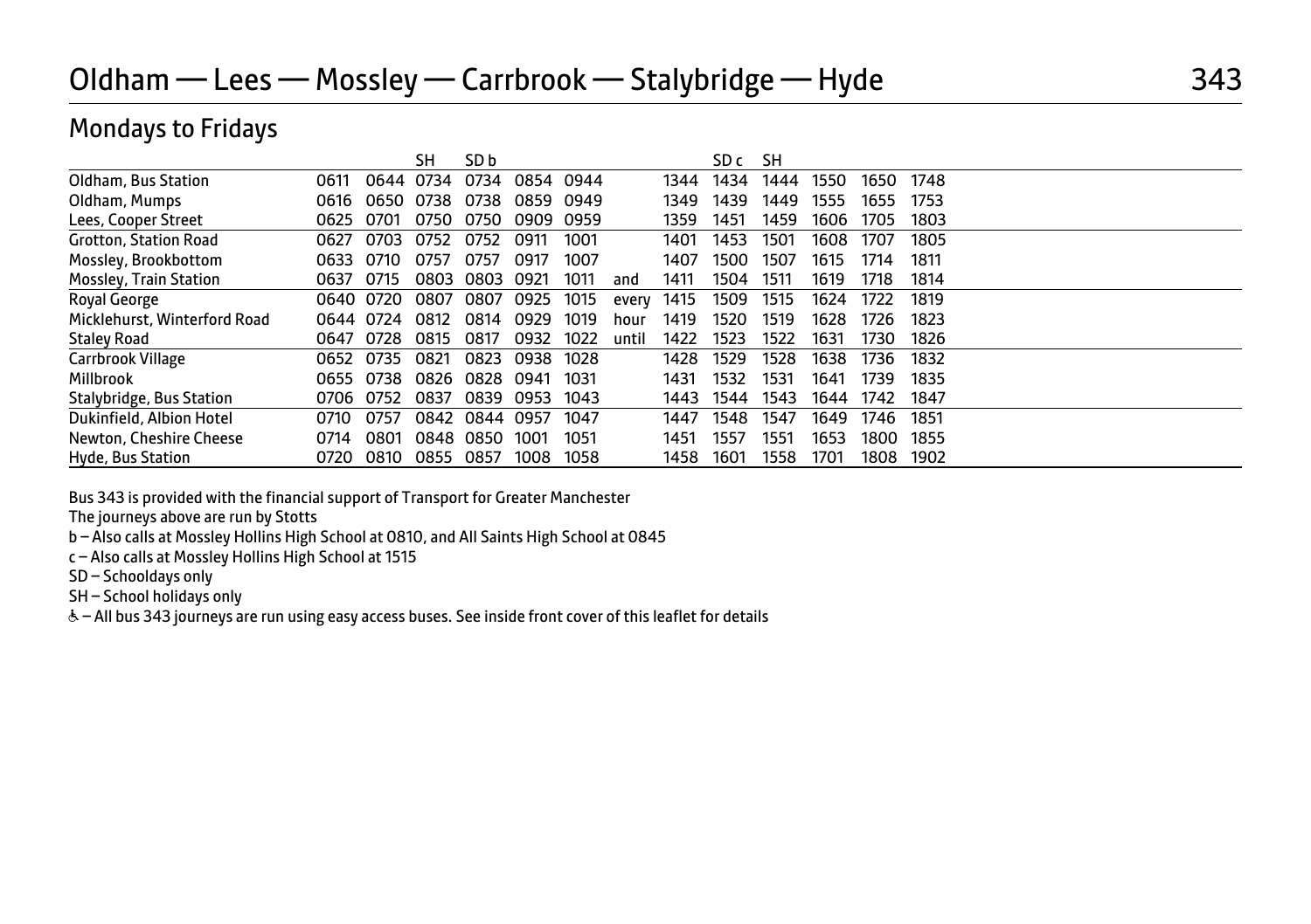# Oldham — Lees — Mossley — Carrbrook — Stalybridge — Hyde

343

## Mondays to Fridays

| | | | SH | SD b | | | | | SD c | SH | | | |
|---|---|---|---|---|---|---|---|---|---|---|---|---|---|
| Oldham, Bus Station | 0611 | 0644 | 0734 | 0734 | 0854 | 0944 | | 1344 | 1434 | 1444 | 1550 | 1650 | 1748 |
| Oldham, Mumps | 0616 | 0650 | 0738 | 0738 | 0859 | 0949 | | 1349 | 1439 | 1449 | 1555 | 1655 | 1753 |
| Lees, Cooper Street | 0625 | 0701 | 0750 | 0750 | 0909 | 0959 | | 1359 | 1451 | 1459 | 1606 | 1705 | 1803 |
| Grotton, Station Road | 0627 | 0703 | 0752 | 0752 | 0911 | 1001 | | 1401 | 1453 | 1501 | 1608 | 1707 | 1805 |
| Mossley, Brookbottom | 0633 | 0710 | 0757 | 0757 | 0917 | 1007 | | 1407 | 1500 | 1507 | 1615 | 1714 | 1811 |
| Mossley, Train Station | 0637 | 0715 | 0803 | 0803 | 0921 | 1011 | and | 1411 | 1504 | 1511 | 1619 | 1718 | 1814 |
| Royal George | 0640 | 0720 | 0807 | 0807 | 0925 | 1015 | every | 1415 | 1509 | 1515 | 1624 | 1722 | 1819 |
| Micklehurst, Winterford Road | 0644 | 0724 | 0812 | 0814 | 0929 | 1019 | hour | 1419 | 1520 | 1519 | 1628 | 1726 | 1823 |
| Staley Road | 0647 | 0728 | 0815 | 0817 | 0932 | 1022 | until | 1422 | 1523 | 1522 | 1631 | 1730 | 1826 |
| Carrbrook Village | 0652 | 0735 | 0821 | 0823 | 0938 | 1028 | | 1428 | 1529 | 1528 | 1638 | 1736 | 1832 |
| Millbrook | 0655 | 0738 | 0826 | 0828 | 0941 | 1031 | | 1431 | 1532 | 1531 | 1641 | 1739 | 1835 |
| Stalybridge, Bus Station | 0706 | 0752 | 0837 | 0839 | 0953 | 1043 | | 1443 | 1544 | 1543 | 1644 | 1742 | 1847 |
| Dukinfield, Albion Hotel | 0710 | 0757 | 0842 | 0844 | 0957 | 1047 | | 1447 | 1548 | 1547 | 1649 | 1746 | 1851 |
| Newton, Cheshire Cheese | 0714 | 0801 | 0848 | 0850 | 1001 | 1051 | | 1451 | 1557 | 1551 | 1653 | 1800 | 1855 |
| Hyde, Bus Station | 0720 | 0810 | 0855 | 0857 | 1008 | 1058 | | 1458 | 1601 | 1558 | 1701 | 1808 | 1902 |

Bus 343 is provided with the financial support of Transport for Greater Manchester

The journeys above are run by Stotts

b – Also calls at Mossley Hollins High School at 0810, and All Saints High School at 0845

c – Also calls at Mossley Hollins High School at 1515

SD – Schooldays only

SH – School holidays only

♿ – All bus 343 journeys are run using easy access buses. See inside front cover of this leaflet for details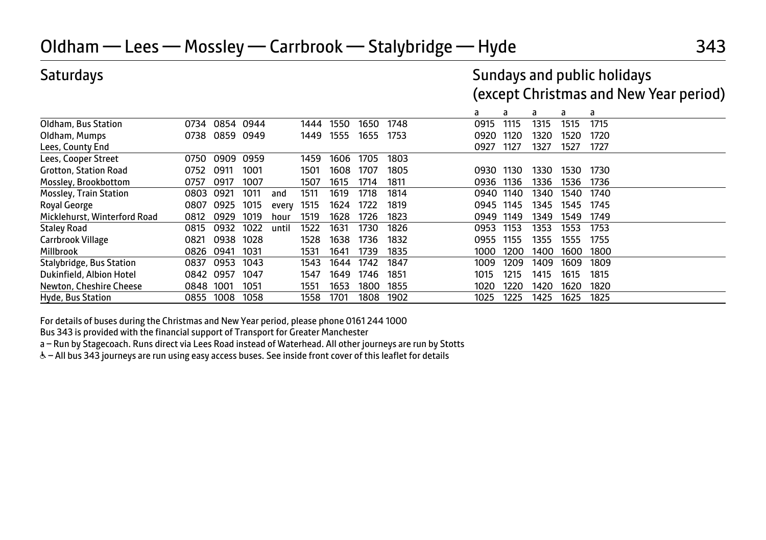# Oldham — Lees — Mossley — Carrbrook — Stalybridge — Hyde

## Saturdays

| | | | | | | | | |
|---|---|---|---|---|---|---|---|---|
| Oldham, Bus Station | 0734 | 0854 | 0944 | | 1444 | 1550 | 1650 | 1748 |
| Oldham, Mumps | 0738 | 0859 | 0949 | | 1449 | 1555 | 1655 | 1753 |
| Lees, County End | | | | | | | | |
| Lees, Cooper Street | 0750 | 0909 | 0959 | | 1459 | 1606 | 1705 | 1803 |
| Grotton, Station Road | 0752 | 0911 | 1001 | | 1501 | 1608 | 1707 | 1805 |
| Mossley, Brookbottom | 0757 | 0917 | 1007 | | 1507 | 1615 | 1714 | 1811 |
| Mossley, Train Station | 0803 | 0921 | 1011 | and | 1511 | 1619 | 1718 | 1814 |
| Royal George | 0807 | 0925 | 1015 | every | 1515 | 1624 | 1722 | 1819 |
| Micklehurst, Winterford Road | 0812 | 0929 | 1019 | hour | 1519 | 1628 | 1726 | 1823 |
| Staley Road | 0815 | 0932 | 1022 | until | 1522 | 1631 | 1730 | 1826 |
| Carrbrook Village | 0821 | 0938 | 1028 | | 1528 | 1638 | 1736 | 1832 |
| Millbrook | 0826 | 0941 | 1031 | | 1531 | 1641 | 1739 | 1835 |
| Stalybridge, Bus Station | 0837 | 0953 | 1043 | | 1543 | 1644 | 1742 | 1847 |
| Dukinfield, Albion Hotel | 0842 | 0957 | 1047 | | 1547 | 1649 | 1746 | 1851 |
| Newton, Cheshire Cheese | 0848 | 1001 | 1051 | | 1551 | 1653 | 1800 | 1855 |
| Hyde, Bus Station | 0855 | 1008 | 1058 | | 1558 | 1701 | 1808 | 1902 |

## Sundays and public holidays (except Christmas and New Year period)

| | a | a | a | a | a |
|---|---|---|---|---|---|
| Oldham, Bus Station | 0915 | 1115 | 1315 | 1515 | 1715 |
| Oldham, Mumps | 0920 | 1120 | 1320 | 1520 | 1720 |
| Lees, County End | 0927 | 1127 | 1327 | 1527 | 1727 |
| Lees, Cooper Street | | | | | |
| Grotton, Station Road | 0930 | 1130 | 1330 | 1530 | 1730 |
| Mossley, Brookbottom | 0936 | 1136 | 1336 | 1536 | 1736 |
| Mossley, Train Station | 0940 | 1140 | 1340 | 1540 | 1740 |
| Royal George | 0945 | 1145 | 1345 | 1545 | 1745 |
| Micklehurst, Winterford Road | 0949 | 1149 | 1349 | 1549 | 1749 |
| Staley Road | 0953 | 1153 | 1353 | 1553 | 1753 |
| Carrbrook Village | 0955 | 1155 | 1355 | 1555 | 1755 |
| Millbrook | 1000 | 1200 | 1400 | 1600 | 1800 |
| Stalybridge, Bus Station | 1009 | 1209 | 1409 | 1609 | 1809 |
| Dukinfield, Albion Hotel | 1015 | 1215 | 1415 | 1615 | 1815 |
| Newton, Cheshire Cheese | 1020 | 1220 | 1420 | 1620 | 1820 |
| Hyde, Bus Station | 1025 | 1225 | 1425 | 1625 | 1825 |

For details of buses during the Christmas and New Year period, please phone 0161 244 1000

Bus 343 is provided with the financial support of Transport for Greater Manchester

a – Run by Stagecoach. Runs direct via Lees Road instead of Waterhead. All other journeys are run by Stotts

♿ – All bus 343 journeys are run using easy access buses. See inside front cover of this leaflet for details